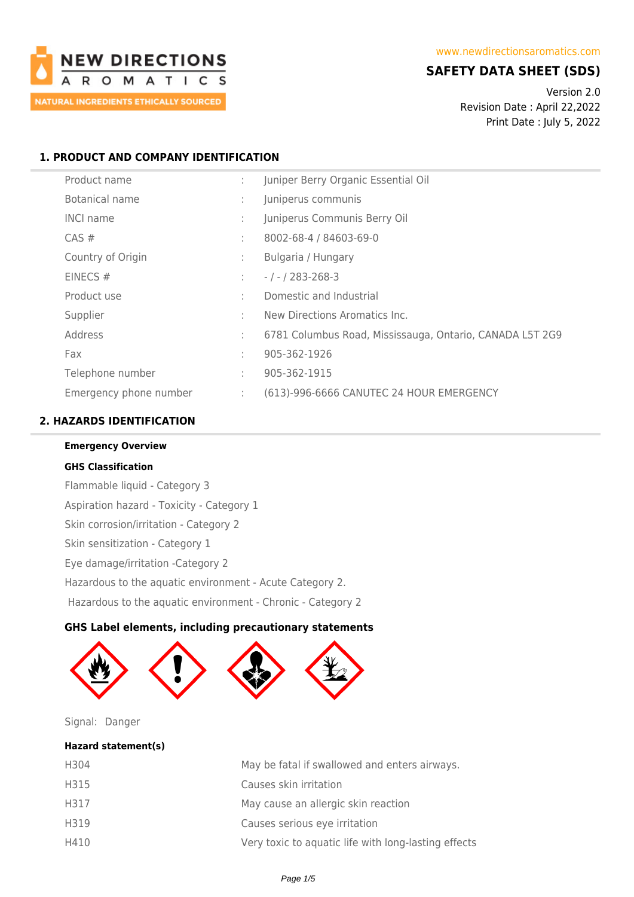NEW DIRECTIONS AROMATICS
NATURAL INGREDIENTS ETHICALLY SOURCED

www.newdirectionsaromatics.com

# SAFETY DATA SHEET (SDS)

Version 2.0
Revision Date : April 22,2022
Print Date : July 5, 2022

## 1. PRODUCT AND COMPANY IDENTIFICATION

| | | |
|---|---|---|
| Product name | : | Juniper Berry Organic Essential Oil |
| Botanical name | : | Juniperus communis |
| INCI name | : | Juniperus Communis Berry Oil |
| CAS # | : | 8002-68-4 / 84603-69-0 |
| Country of Origin | : | Bulgaria / Hungary |
| EINECS # | : | - / - / 283-268-3 |
| Product use | : | Domestic and Industrial |
| Supplier | : | New Directions Aromatics Inc. |
| Address | : | 6781 Columbus Road, Mississauga, Ontario, CANADA L5T 2G9 |
| Fax | : | 905-362-1926 |
| Telephone number | : | 905-362-1915 |
| Emergency phone number | : | (613)-996-6666 CANUTEC 24 HOUR EMERGENCY |

## 2. HAZARDS IDENTIFICATION

**Emergency Overview**

**GHS Classification**

Flammable liquid - Category 3

Aspiration hazard - Toxicity - Category 1

Skin corrosion/irritation - Category 2

Skin sensitization - Category 1

Eye damage/irritation -Category 2

Hazardous to the aquatic environment - Acute Category 2.

Hazardous to the aquatic environment - Chronic - Category 2

**GHS Label elements, including precautionary statements**

Signal: Danger

**Hazard statement(s)**

| | |
|---|---|
| H304 | May be fatal if swallowed and enters airways. |
| H315 | Causes skin irritation |
| H317 | May cause an allergic skin reaction |
| H319 | Causes serious eye irritation |
| H410 | Very toxic to aquatic life with long-lasting effects |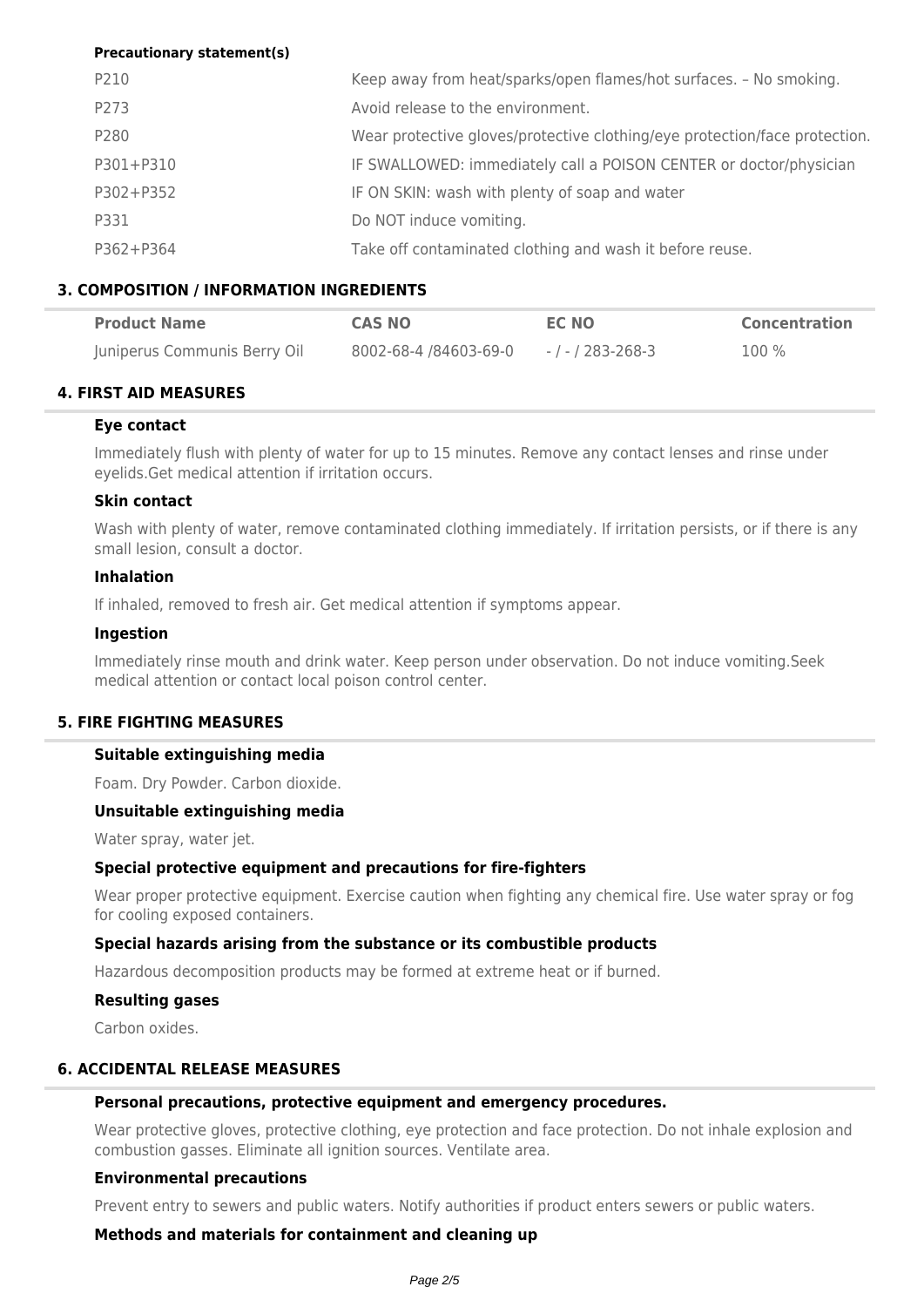**Precautionary statement(s)**

| | |
|---|---|
| P210 | Keep away from heat/sparks/open flames/hot surfaces. – No smoking. |
| P273 | Avoid release to the environment. |
| P280 | Wear protective gloves/protective clothing/eye protection/face protection. |
| P301+P310 | IF SWALLOWED: immediately call a POISON CENTER or doctor/physician |
| P302+P352 | IF ON SKIN: wash with plenty of soap and water |
| P331 | Do NOT induce vomiting. |
| P362+P364 | Take off contaminated clothing and wash it before reuse. |

## 3. COMPOSITION / INFORMATION INGREDIENTS

| Product Name | CAS NO | EC NO | Concentration |
|---|---|---|---|
| Juniperus Communis Berry Oil | 8002-68-4 /84603-69-0 | - / - / 283-268-3 | 100 % |

## 4. FIRST AID MEASURES

### Eye contact

Immediately flush with plenty of water for up to 15 minutes. Remove any contact lenses and rinse under eyelids.Get medical attention if irritation occurs.

### Skin contact

Wash with plenty of water, remove contaminated clothing immediately. If irritation persists, or if there is any small lesion, consult a doctor.

### Inhalation

If inhaled, removed to fresh air. Get medical attention if symptoms appear.

### Ingestion

Immediately rinse mouth and drink water. Keep person under observation. Do not induce vomiting.Seek medical attention or contact local poison control center.

## 5. FIRE FIGHTING MEASURES

### Suitable extinguishing media

Foam. Dry Powder. Carbon dioxide.

### Unsuitable extinguishing media

Water spray, water jet.

### Special protective equipment and precautions for fire-fighters

Wear proper protective equipment. Exercise caution when fighting any chemical fire. Use water spray or fog for cooling exposed containers.

### Special hazards arising from the substance or its combustible products

Hazardous decomposition products may be formed at extreme heat or if burned.

### Resulting gases

Carbon oxides.

## 6. ACCIDENTAL RELEASE MEASURES

### Personal precautions, protective equipment and emergency procedures.

Wear protective gloves, protective clothing, eye protection and face protection. Do not inhale explosion and combustion gasses. Eliminate all ignition sources. Ventilate area.

### Environmental precautions

Prevent entry to sewers and public waters. Notify authorities if product enters sewers or public waters.

### Methods and materials for containment and cleaning up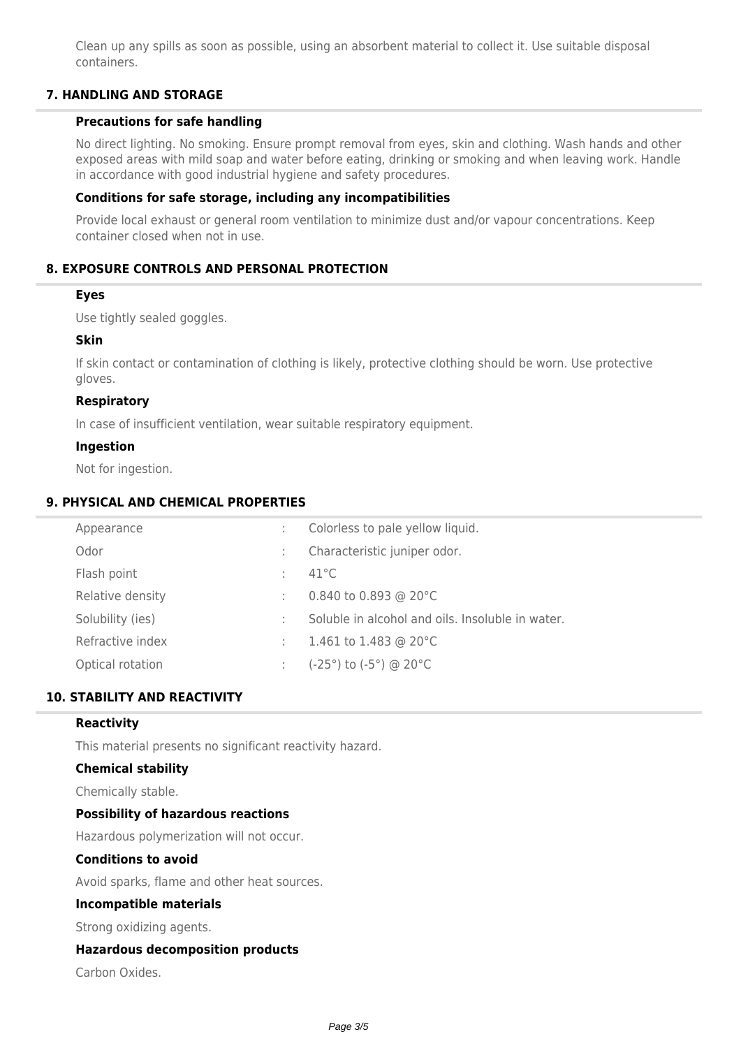Clean up any spills as soon as possible, using an absorbent material to collect it. Use suitable disposal containers.

## 7. HANDLING AND STORAGE

### Precautions for safe handling

No direct lighting. No smoking. Ensure prompt removal from eyes, skin and clothing. Wash hands and other exposed areas with mild soap and water before eating, drinking or smoking and when leaving work. Handle in accordance with good industrial hygiene and safety procedures.

### Conditions for safe storage, including any incompatibilities

Provide local exhaust or general room ventilation to minimize dust and/or vapour concentrations. Keep container closed when not in use.

## 8. EXPOSURE CONTROLS AND PERSONAL PROTECTION

### Eyes

Use tightly sealed goggles.

### Skin

If skin contact or contamination of clothing is likely, protective clothing should be worn. Use protective gloves.

### Respiratory

In case of insufficient ventilation, wear suitable respiratory equipment.

### Ingestion

Not for ingestion.

## 9. PHYSICAL AND CHEMICAL PROPERTIES

| | | |
|---|---|---|
| Appearance | : | Colorless to pale yellow liquid. |
| Odor | : | Characteristic juniper odor. |
| Flash point | : | 41°C |
| Relative density | : | 0.840 to 0.893 @ 20°C |
| Solubility (ies) | : | Soluble in alcohol and oils. Insoluble in water. |
| Refractive index | : | 1.461 to 1.483 @ 20°C |
| Optical rotation | : | (-25°) to (-5°) @ 20°C |

## 10. STABILITY AND REACTIVITY

### Reactivity

This material presents no significant reactivity hazard.

### Chemical stability

Chemically stable.

### Possibility of hazardous reactions

Hazardous polymerization will not occur.

### Conditions to avoid

Avoid sparks, flame and other heat sources.

### Incompatible materials

Strong oxidizing agents.

### Hazardous decomposition products

Carbon Oxides.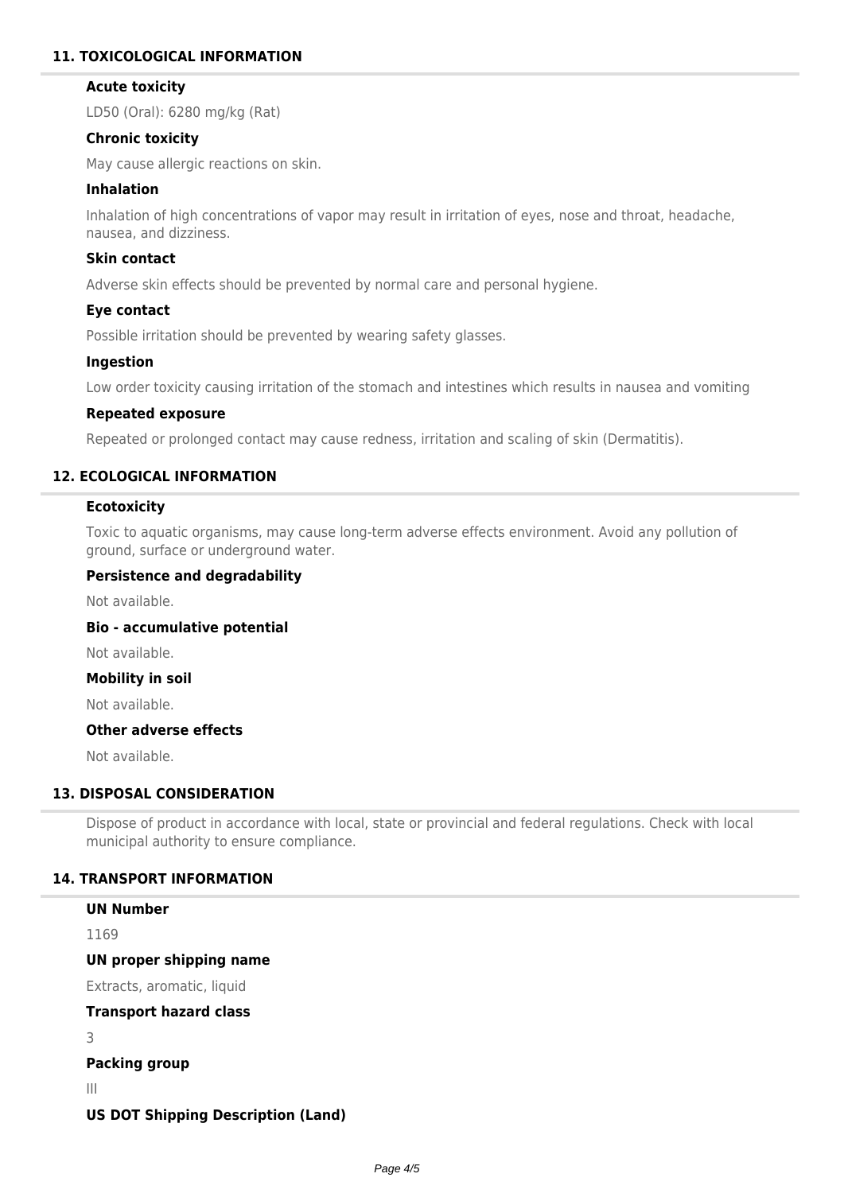## 11. TOXICOLOGICAL INFORMATION

### Acute toxicity

LD50 (Oral): 6280 mg/kg (Rat)

### Chronic toxicity

May cause allergic reactions on skin.

### Inhalation

Inhalation of high concentrations of vapor may result in irritation of eyes, nose and throat, headache, nausea, and dizziness.

### Skin contact

Adverse skin effects should be prevented by normal care and personal hygiene.

### Eye contact

Possible irritation should be prevented by wearing safety glasses.

### Ingestion

Low order toxicity causing irritation of the stomach and intestines which results in nausea and vomiting

### Repeated exposure

Repeated or prolonged contact may cause redness, irritation and scaling of skin (Dermatitis).

## 12. ECOLOGICAL INFORMATION

### Ecotoxicity

Toxic to aquatic organisms, may cause long-term adverse effects environment. Avoid any pollution of ground, surface or underground water.

### Persistence and degradability

Not available.

### Bio - accumulative potential

Not available.

### Mobility in soil

Not available.

### Other adverse effects

Not available.

## 13. DISPOSAL CONSIDERATION

Dispose of product in accordance with local, state or provincial and federal regulations. Check with local municipal authority to ensure compliance.

## 14. TRANSPORT INFORMATION

### UN Number

1169

### UN proper shipping name

Extracts, aromatic, liquid

### Transport hazard class

3

### Packing group

III

### US DOT Shipping Description (Land)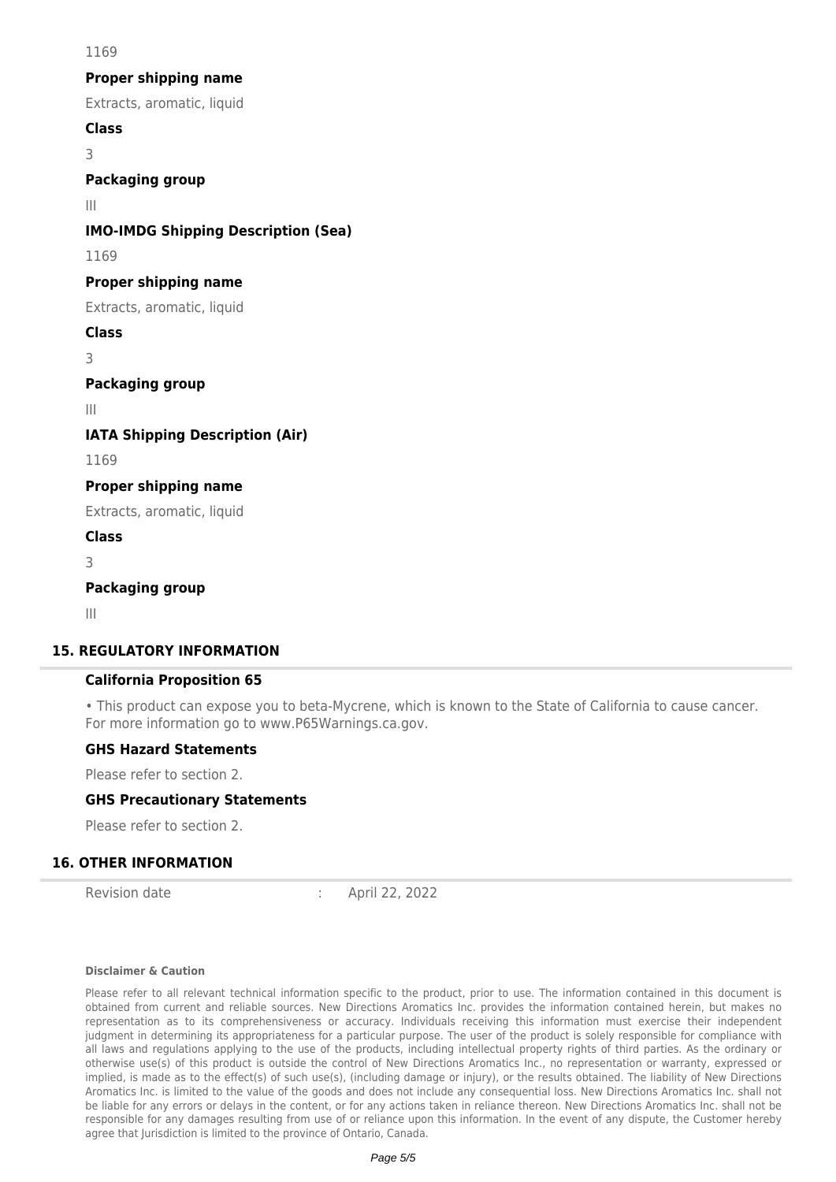1169

**Proper shipping name**

Extracts, aromatic, liquid

**Class**

3

**Packaging group**

III

**IMO-IMDG Shipping Description (Sea)**

1169

**Proper shipping name**

Extracts, aromatic, liquid

**Class**

3

**Packaging group**

III

**IATA Shipping Description (Air)**

1169

**Proper shipping name**

Extracts, aromatic, liquid

**Class**

3

**Packaging group**

III

## 15. REGULATORY INFORMATION

**California Proposition 65**

- This product can expose you to beta-Mycrene, which is known to the State of California to cause cancer. For more information go to www.P65Warnings.ca.gov.

**GHS Hazard Statements**

Please refer to section 2.

**GHS Precautionary Statements**

Please refer to section 2.

## 16. OTHER INFORMATION

Revision date : April 22, 2022

**Disclaimer & Caution**

Please refer to all relevant technical information specific to the product, prior to use. The information contained in this document is obtained from current and reliable sources. New Directions Aromatics Inc. provides the information contained herein, but makes no representation as to its comprehensiveness or accuracy. Individuals receiving this information must exercise their independent judgment in determining its appropriateness for a particular purpose. The user of the product is solely responsible for compliance with all laws and regulations applying to the use of the products, including intellectual property rights of third parties. As the ordinary or otherwise use(s) of this product is outside the control of New Directions Aromatics Inc., no representation or warranty, expressed or implied, is made as to the effect(s) of such use(s), (including damage or injury), or the results obtained. The liability of New Directions Aromatics Inc. is limited to the value of the goods and does not include any consequential loss. New Directions Aromatics Inc. shall not be liable for any errors or delays in the content, or for any actions taken in reliance thereon. New Directions Aromatics Inc. shall not be responsible for any damages resulting from use of or reliance upon this information. In the event of any dispute, the Customer hereby agree that Jurisdiction is limited to the province of Ontario, Canada.